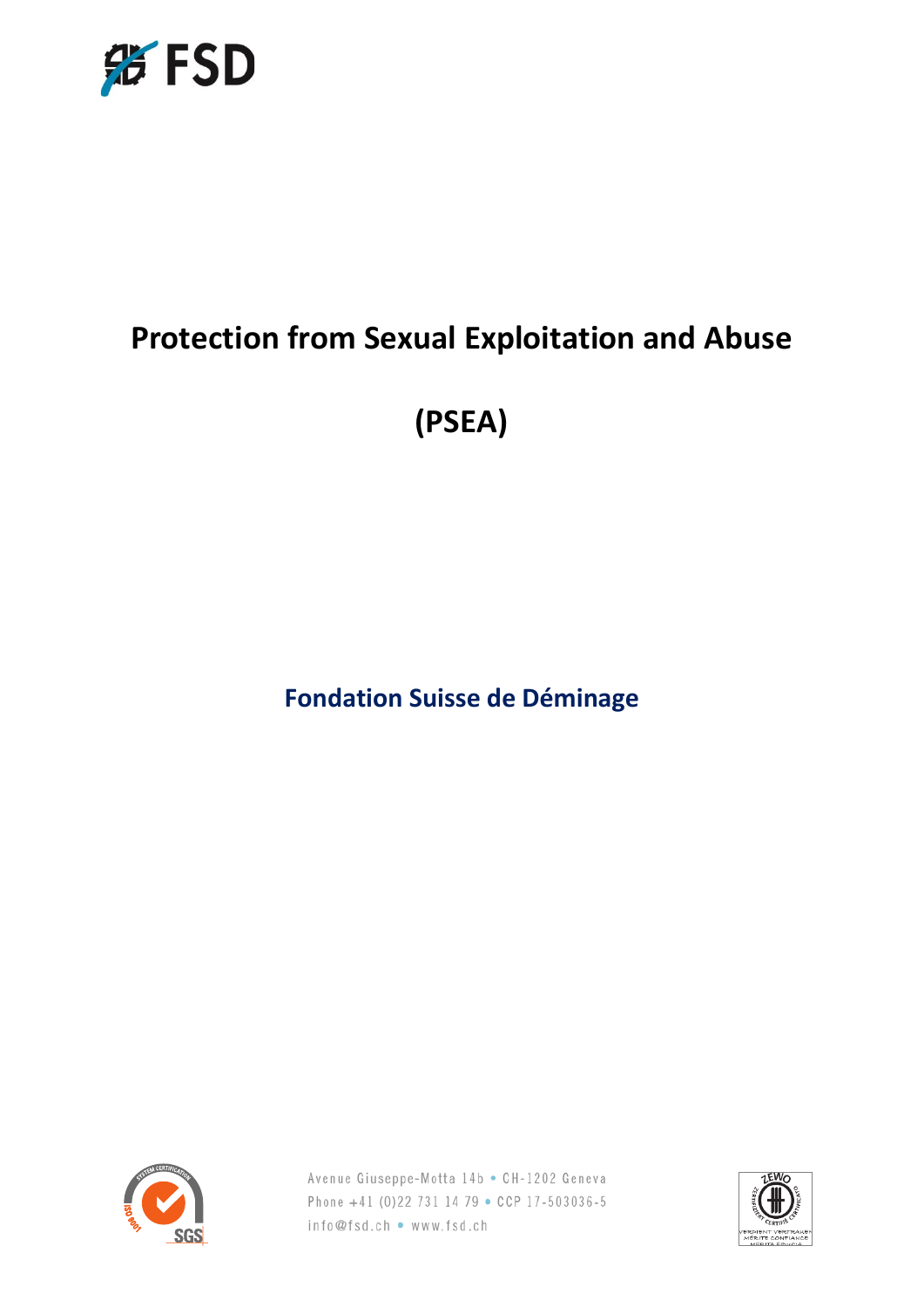# Protection from Sexual Exploitation and Abuse

# (PSEA)

**Fondation Suisse de Déminage**

Avenue Giuseppe-Motta 14b • CH-1202 Geneva
Phone +41 (0)22 731 14 79 • CCP 17-503036-5
info@fsd.ch • www.fsd.ch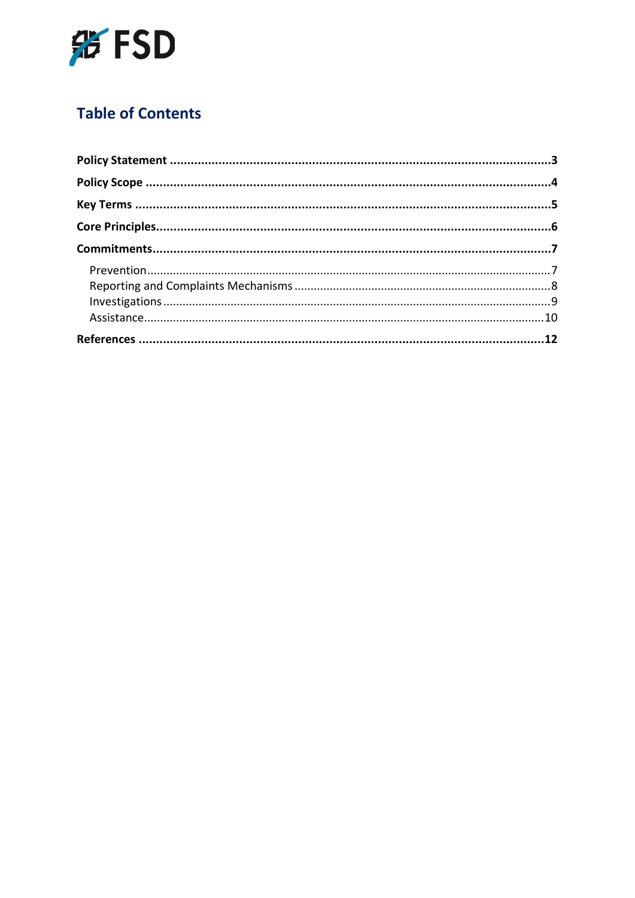## Table of Contents

**Policy Statement** .......... **3**

**Policy Scope** .......... **4**

**Key Terms** .......... **5**

**Core Principles** .......... **6**

**Commitments** .......... **7**

- Prevention .......... 7
- Reporting and Complaints Mechanisms .......... 8
- Investigations .......... 9
- Assistance .......... 10

**References** .......... **12**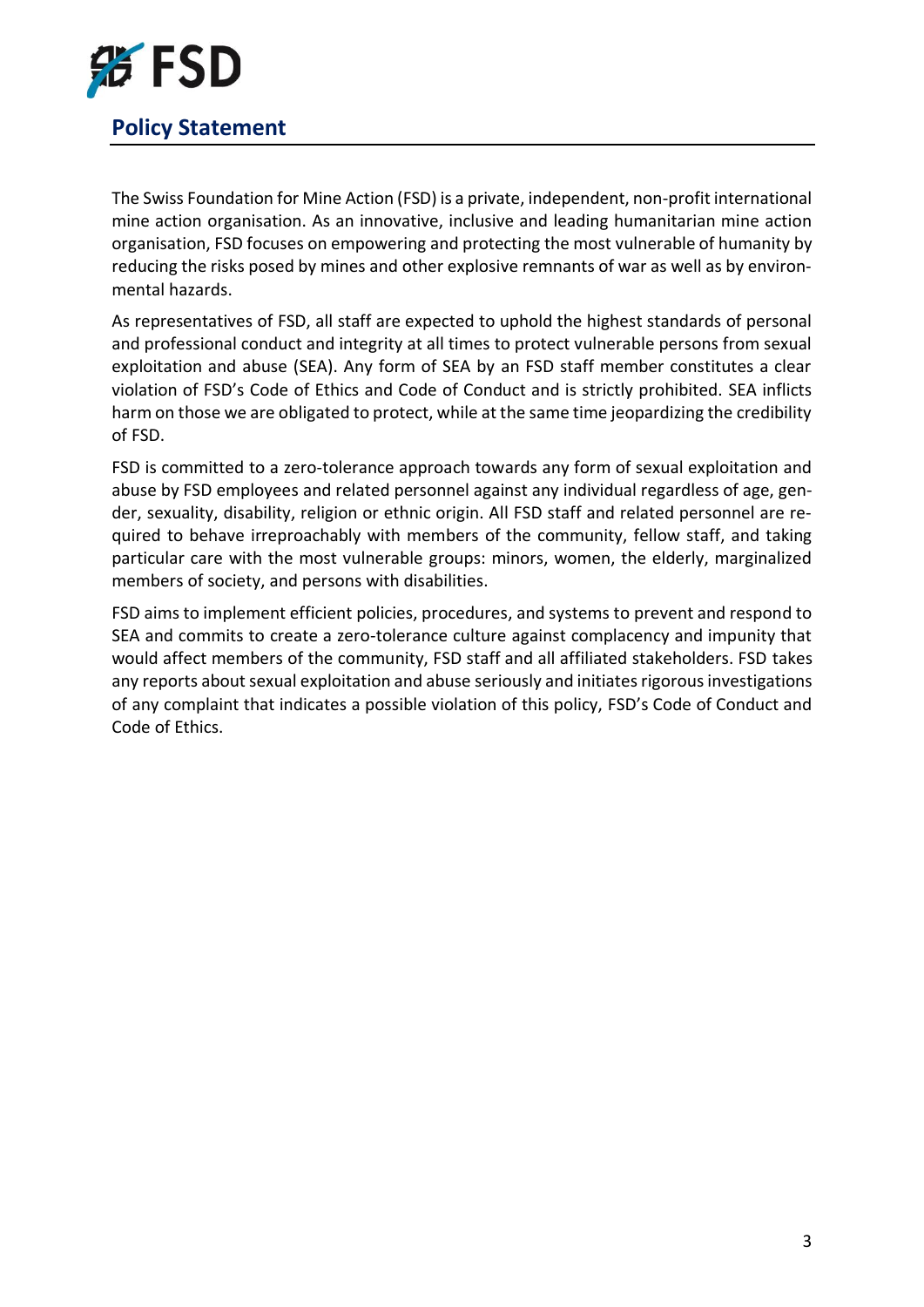## Policy Statement

The Swiss Foundation for Mine Action (FSD) is a private, independent, non-profit international mine action organisation. As an innovative, inclusive and leading humanitarian mine action organisation, FSD focuses on empowering and protecting the most vulnerable of humanity by reducing the risks posed by mines and other explosive remnants of war as well as by environmental hazards.

As representatives of FSD, all staff are expected to uphold the highest standards of personal and professional conduct and integrity at all times to protect vulnerable persons from sexual exploitation and abuse (SEA). Any form of SEA by an FSD staff member constitutes a clear violation of FSD's Code of Ethics and Code of Conduct and is strictly prohibited. SEA inflicts harm on those we are obligated to protect, while at the same time jeopardizing the credibility of FSD.

FSD is committed to a zero-tolerance approach towards any form of sexual exploitation and abuse by FSD employees and related personnel against any individual regardless of age, gender, sexuality, disability, religion or ethnic origin. All FSD staff and related personnel are required to behave irreproachably with members of the community, fellow staff, and taking particular care with the most vulnerable groups: minors, women, the elderly, marginalized members of society, and persons with disabilities.

FSD aims to implement efficient policies, procedures, and systems to prevent and respond to SEA and commits to create a zero-tolerance culture against complacency and impunity that would affect members of the community, FSD staff and all affiliated stakeholders. FSD takes any reports about sexual exploitation and abuse seriously and initiates rigorous investigations of any complaint that indicates a possible violation of this policy, FSD's Code of Conduct and Code of Ethics.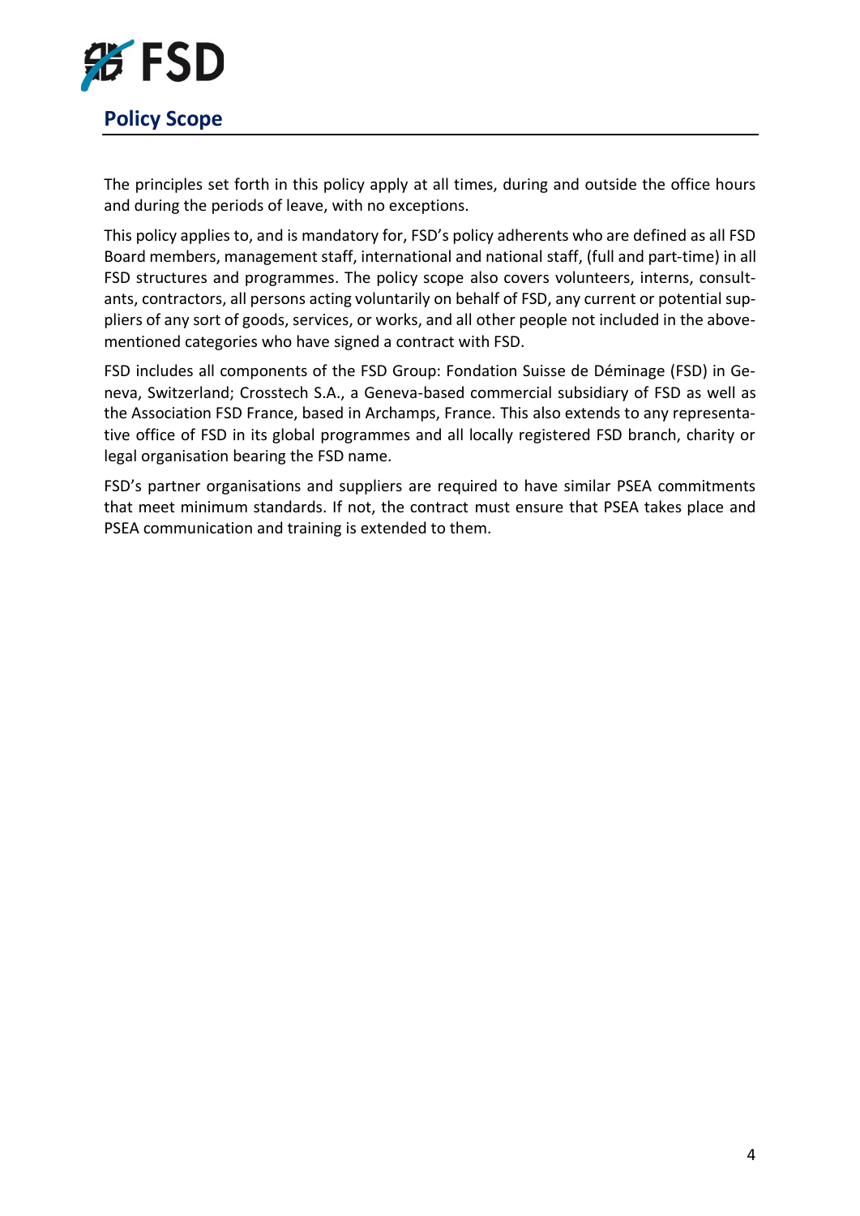## Policy Scope

The principles set forth in this policy apply at all times, during and outside the office hours and during the periods of leave, with no exceptions.

This policy applies to, and is mandatory for, FSD's policy adherents who are defined as all FSD Board members, management staff, international and national staff, (full and part-time) in all FSD structures and programmes. The policy scope also covers volunteers, interns, consultants, contractors, all persons acting voluntarily on behalf of FSD, any current or potential suppliers of any sort of goods, services, or works, and all other people not included in the above-mentioned categories who have signed a contract with FSD.

FSD includes all components of the FSD Group: Fondation Suisse de Déminage (FSD) in Geneva, Switzerland; Crosstech S.A., a Geneva-based commercial subsidiary of FSD as well as the Association FSD France, based in Archamps, France. This also extends to any representative office of FSD in its global programmes and all locally registered FSD branch, charity or legal organisation bearing the FSD name.

FSD's partner organisations and suppliers are required to have similar PSEA commitments that meet minimum standards. If not, the contract must ensure that PSEA takes place and PSEA communication and training is extended to them.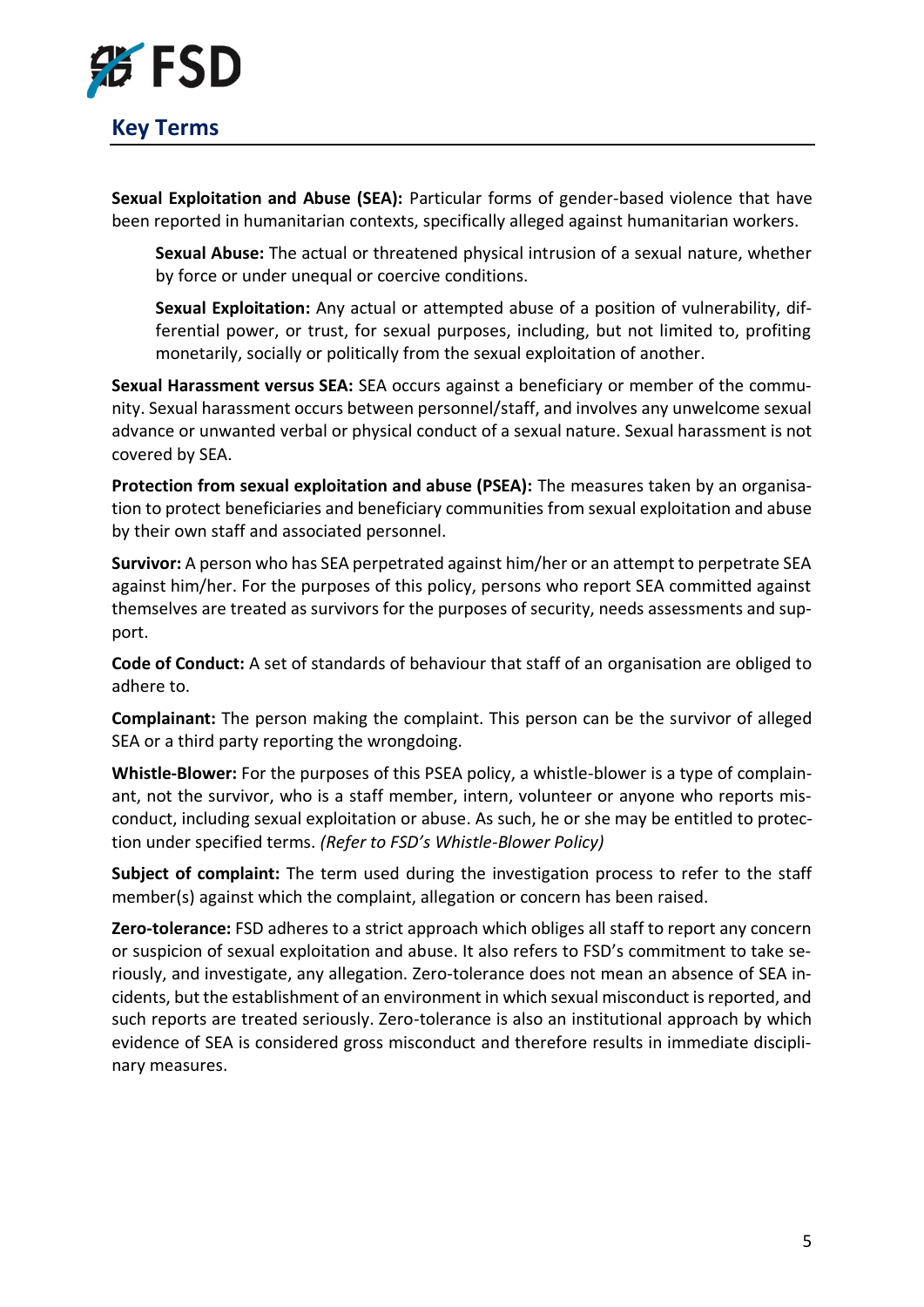## Key Terms

**Sexual Exploitation and Abuse (SEA):** Particular forms of gender-based violence that have been reported in humanitarian contexts, specifically alleged against humanitarian workers.

> **Sexual Abuse:** The actual or threatened physical intrusion of a sexual nature, whether by force or under unequal or coercive conditions.
>
> **Sexual Exploitation:** Any actual or attempted abuse of a position of vulnerability, differential power, or trust, for sexual purposes, including, but not limited to, profiting monetarily, socially or politically from the sexual exploitation of another.

**Sexual Harassment versus SEA:** SEA occurs against a beneficiary or member of the community. Sexual harassment occurs between personnel/staff, and involves any unwelcome sexual advance or unwanted verbal or physical conduct of a sexual nature. Sexual harassment is not covered by SEA.

**Protection from sexual exploitation and abuse (PSEA):** The measures taken by an organisation to protect beneficiaries and beneficiary communities from sexual exploitation and abuse by their own staff and associated personnel.

**Survivor:** A person who has SEA perpetrated against him/her or an attempt to perpetrate SEA against him/her. For the purposes of this policy, persons who report SEA committed against themselves are treated as survivors for the purposes of security, needs assessments and support.

**Code of Conduct:** A set of standards of behaviour that staff of an organisation are obliged to adhere to.

**Complainant:** The person making the complaint. This person can be the survivor of alleged SEA or a third party reporting the wrongdoing.

**Whistle-Blower:** For the purposes of this PSEA policy, a whistle-blower is a type of complainant, not the survivor, who is a staff member, intern, volunteer or anyone who reports misconduct, including sexual exploitation or abuse. As such, he or she may be entitled to protection under specified terms. *(Refer to FSD's Whistle-Blower Policy)*

**Subject of complaint:** The term used during the investigation process to refer to the staff member(s) against which the complaint, allegation or concern has been raised.

**Zero-tolerance:** FSD adheres to a strict approach which obliges all staff to report any concern or suspicion of sexual exploitation and abuse. It also refers to FSD's commitment to take seriously, and investigate, any allegation. Zero-tolerance does not mean an absence of SEA incidents, but the establishment of an environment in which sexual misconduct is reported, and such reports are treated seriously. Zero-tolerance is also an institutional approach by which evidence of SEA is considered gross misconduct and therefore results in immediate disciplinary measures.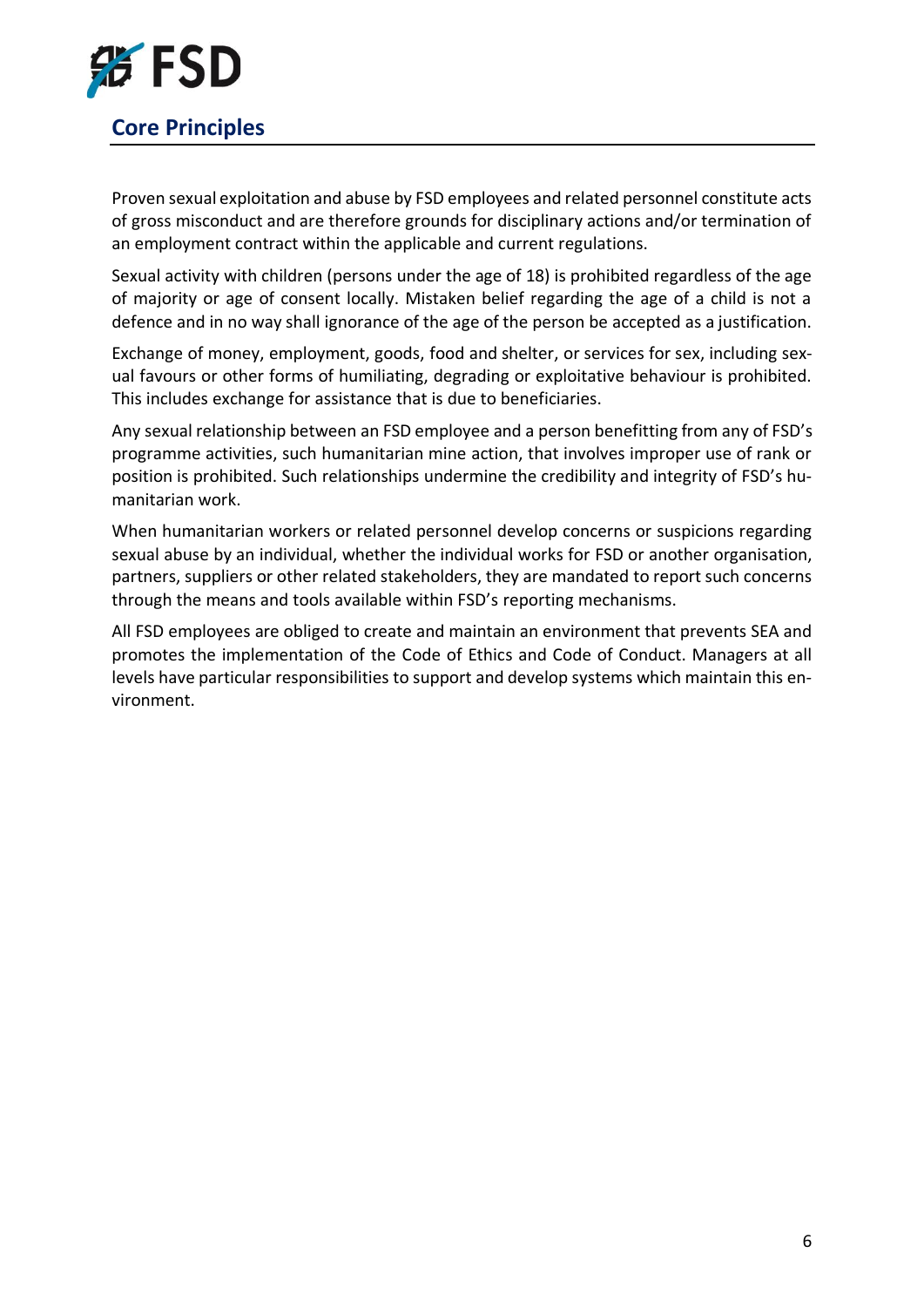## Core Principles

Proven sexual exploitation and abuse by FSD employees and related personnel constitute acts of gross misconduct and are therefore grounds for disciplinary actions and/or termination of an employment contract within the applicable and current regulations.

Sexual activity with children (persons under the age of 18) is prohibited regardless of the age of majority or age of consent locally. Mistaken belief regarding the age of a child is not a defence and in no way shall ignorance of the age of the person be accepted as a justification.

Exchange of money, employment, goods, food and shelter, or services for sex, including sexual favours or other forms of humiliating, degrading or exploitative behaviour is prohibited. This includes exchange for assistance that is due to beneficiaries.

Any sexual relationship between an FSD employee and a person benefitting from any of FSD's programme activities, such humanitarian mine action, that involves improper use of rank or position is prohibited. Such relationships undermine the credibility and integrity of FSD's humanitarian work.

When humanitarian workers or related personnel develop concerns or suspicions regarding sexual abuse by an individual, whether the individual works for FSD or another organisation, partners, suppliers or other related stakeholders, they are mandated to report such concerns through the means and tools available within FSD's reporting mechanisms.

All FSD employees are obliged to create and maintain an environment that prevents SEA and promotes the implementation of the Code of Ethics and Code of Conduct. Managers at all levels have particular responsibilities to support and develop systems which maintain this environment.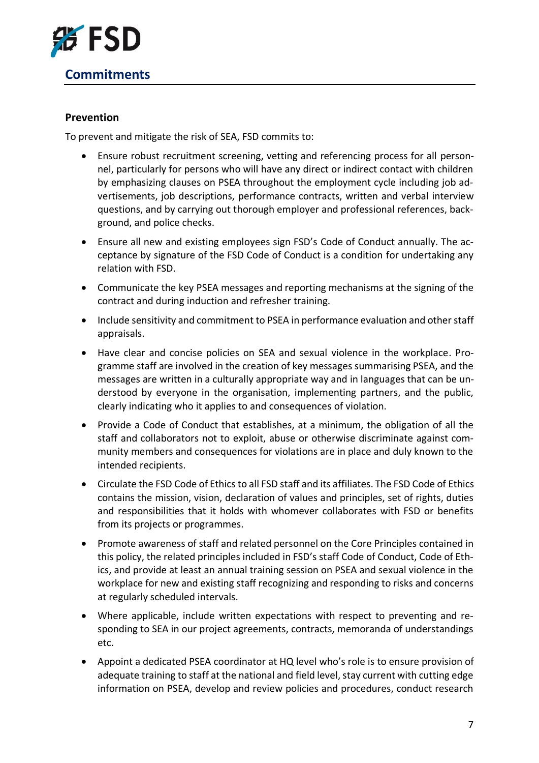## Commitments

### Prevention

To prevent and mitigate the risk of SEA, FSD commits to:

- Ensure robust recruitment screening, vetting and referencing process for all personnel, particularly for persons who will have any direct or indirect contact with children by emphasizing clauses on PSEA throughout the employment cycle including job advertisements, job descriptions, performance contracts, written and verbal interview questions, and by carrying out thorough employer and professional references, background, and police checks.
- Ensure all new and existing employees sign FSD's Code of Conduct annually. The acceptance by signature of the FSD Code of Conduct is a condition for undertaking any relation with FSD.
- Communicate the key PSEA messages and reporting mechanisms at the signing of the contract and during induction and refresher training.
- Include sensitivity and commitment to PSEA in performance evaluation and other staff appraisals.
- Have clear and concise policies on SEA and sexual violence in the workplace. Programme staff are involved in the creation of key messages summarising PSEA, and the messages are written in a culturally appropriate way and in languages that can be understood by everyone in the organisation, implementing partners, and the public, clearly indicating who it applies to and consequences of violation.
- Provide a Code of Conduct that establishes, at a minimum, the obligation of all the staff and collaborators not to exploit, abuse or otherwise discriminate against community members and consequences for violations are in place and duly known to the intended recipients.
- Circulate the FSD Code of Ethics to all FSD staff and its affiliates. The FSD Code of Ethics contains the mission, vision, declaration of values and principles, set of rights, duties and responsibilities that it holds with whomever collaborates with FSD or benefits from its projects or programmes.
- Promote awareness of staff and related personnel on the Core Principles contained in this policy, the related principles included in FSD's staff Code of Conduct, Code of Ethics, and provide at least an annual training session on PSEA and sexual violence in the workplace for new and existing staff recognizing and responding to risks and concerns at regularly scheduled intervals.
- Where applicable, include written expectations with respect to preventing and responding to SEA in our project agreements, contracts, memoranda of understandings etc.
- Appoint a dedicated PSEA coordinator at HQ level who's role is to ensure provision of adequate training to staff at the national and field level, stay current with cutting edge information on PSEA, develop and review policies and procedures, conduct research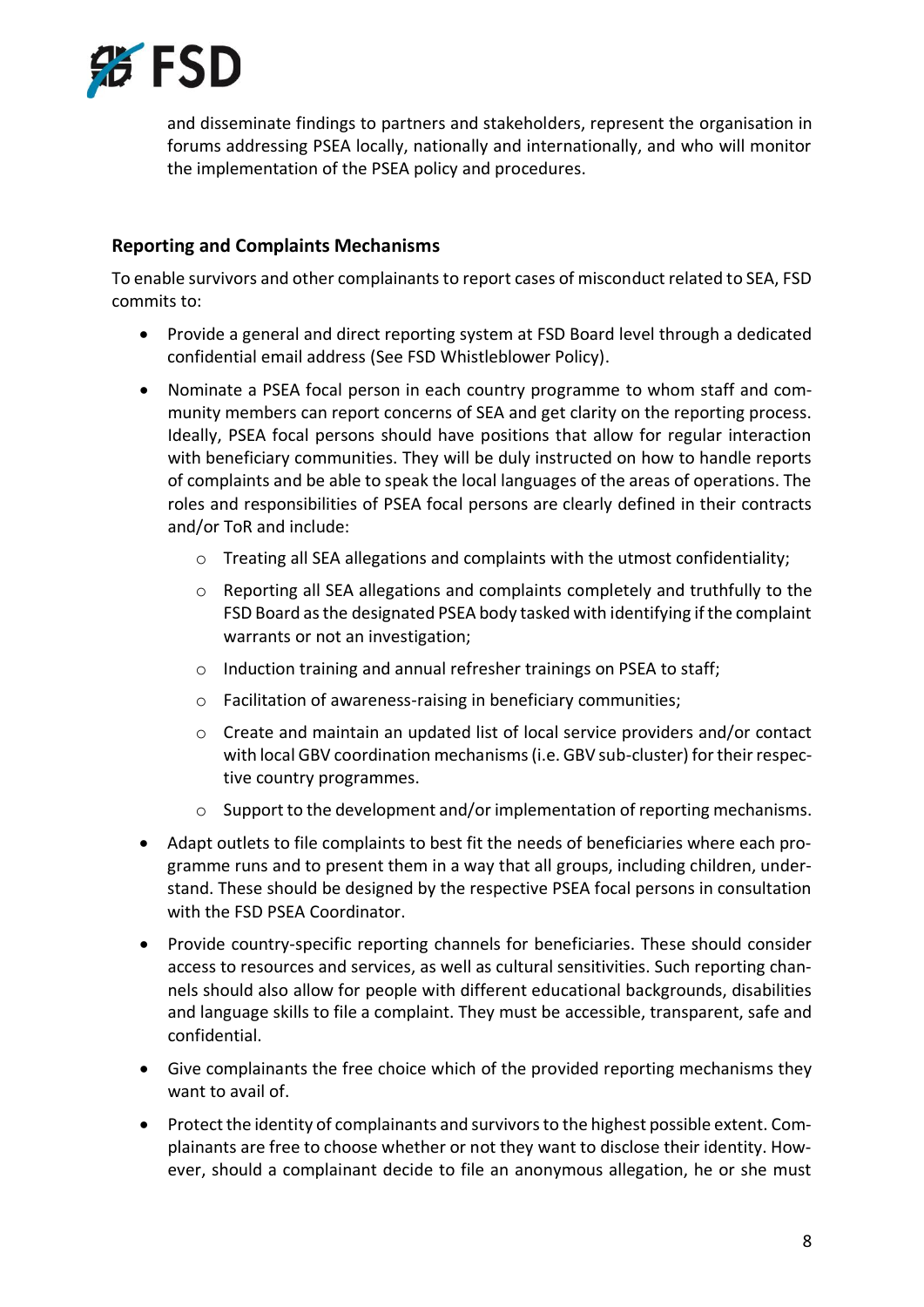and disseminate findings to partners and stakeholders, represent the organisation in forums addressing PSEA locally, nationally and internationally, and who will monitor the implementation of the PSEA policy and procedures.

### Reporting and Complaints Mechanisms

To enable survivors and other complainants to report cases of misconduct related to SEA, FSD commits to:

- Provide a general and direct reporting system at FSD Board level through a dedicated confidential email address (See FSD Whistleblower Policy).
- Nominate a PSEA focal person in each country programme to whom staff and community members can report concerns of SEA and get clarity on the reporting process. Ideally, PSEA focal persons should have positions that allow for regular interaction with beneficiary communities. They will be duly instructed on how to handle reports of complaints and be able to speak the local languages of the areas of operations. The roles and responsibilities of PSEA focal persons are clearly defined in their contracts and/or ToR and include:
    - Treating all SEA allegations and complaints with the utmost confidentiality;
    - Reporting all SEA allegations and complaints completely and truthfully to the FSD Board as the designated PSEA body tasked with identifying if the complaint warrants or not an investigation;
    - Induction training and annual refresher trainings on PSEA to staff;
    - Facilitation of awareness-raising in beneficiary communities;
    - Create and maintain an updated list of local service providers and/or contact with local GBV coordination mechanisms (i.e. GBV sub-cluster) for their respective country programmes.
    - Support to the development and/or implementation of reporting mechanisms.
- Adapt outlets to file complaints to best fit the needs of beneficiaries where each programme runs and to present them in a way that all groups, including children, understand. These should be designed by the respective PSEA focal persons in consultation with the FSD PSEA Coordinator.
- Provide country-specific reporting channels for beneficiaries. These should consider access to resources and services, as well as cultural sensitivities. Such reporting channels should also allow for people with different educational backgrounds, disabilities and language skills to file a complaint. They must be accessible, transparent, safe and confidential.
- Give complainants the free choice which of the provided reporting mechanisms they want to avail of.
- Protect the identity of complainants and survivors to the highest possible extent. Complainants are free to choose whether or not they want to disclose their identity. However, should a complainant decide to file an anonymous allegation, he or she must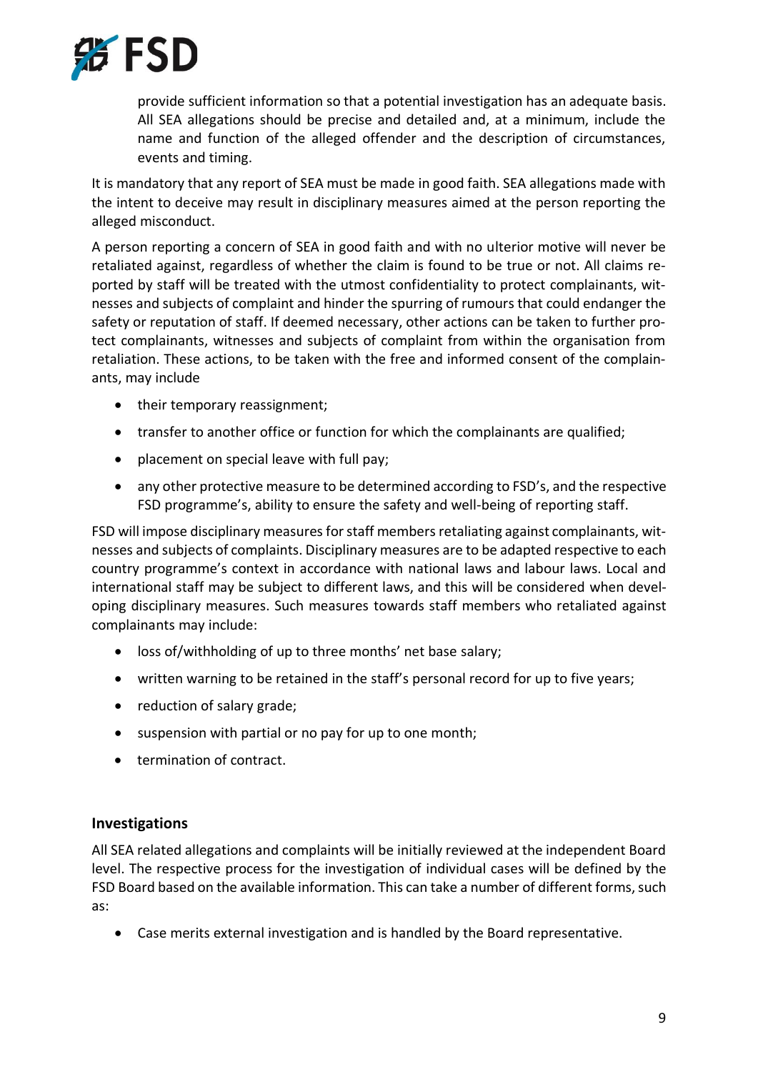provide sufficient information so that a potential investigation has an adequate basis. All SEA allegations should be precise and detailed and, at a minimum, include the name and function of the alleged offender and the description of circumstances, events and timing.

It is mandatory that any report of SEA must be made in good faith. SEA allegations made with the intent to deceive may result in disciplinary measures aimed at the person reporting the alleged misconduct.

A person reporting a concern of SEA in good faith and with no ulterior motive will never be retaliated against, regardless of whether the claim is found to be true or not. All claims reported by staff will be treated with the utmost confidentiality to protect complainants, witnesses and subjects of complaint and hinder the spurring of rumours that could endanger the safety or reputation of staff. If deemed necessary, other actions can be taken to further protect complainants, witnesses and subjects of complaint from within the organisation from retaliation. These actions, to be taken with the free and informed consent of the complainants, may include

- their temporary reassignment;
- transfer to another office or function for which the complainants are qualified;
- placement on special leave with full pay;
- any other protective measure to be determined according to FSD's, and the respective FSD programme's, ability to ensure the safety and well-being of reporting staff.

FSD will impose disciplinary measures for staff members retaliating against complainants, witnesses and subjects of complaints. Disciplinary measures are to be adapted respective to each country programme's context in accordance with national laws and labour laws. Local and international staff may be subject to different laws, and this will be considered when developing disciplinary measures. Such measures towards staff members who retaliated against complainants may include:

- loss of/withholding of up to three months' net base salary;
- written warning to be retained in the staff's personal record for up to five years;
- reduction of salary grade;
- suspension with partial or no pay for up to one month;
- termination of contract.

### Investigations

All SEA related allegations and complaints will be initially reviewed at the independent Board level. The respective process for the investigation of individual cases will be defined by the FSD Board based on the available information. This can take a number of different forms, such as:

- Case merits external investigation and is handled by the Board representative.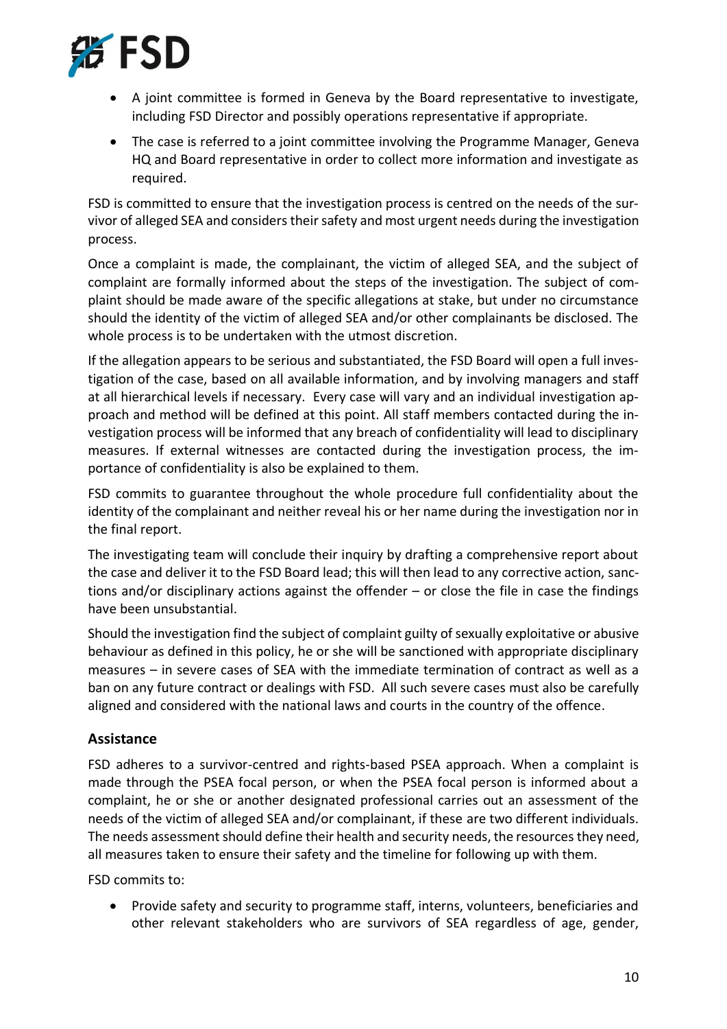- A joint committee is formed in Geneva by the Board representative to investigate, including FSD Director and possibly operations representative if appropriate.
- The case is referred to a joint committee involving the Programme Manager, Geneva HQ and Board representative in order to collect more information and investigate as required.

FSD is committed to ensure that the investigation process is centred on the needs of the survivor of alleged SEA and considers their safety and most urgent needs during the investigation process.

Once a complaint is made, the complainant, the victim of alleged SEA, and the subject of complaint are formally informed about the steps of the investigation. The subject of complaint should be made aware of the specific allegations at stake, but under no circumstance should the identity of the victim of alleged SEA and/or other complainants be disclosed. The whole process is to be undertaken with the utmost discretion.

If the allegation appears to be serious and substantiated, the FSD Board will open a full investigation of the case, based on all available information, and by involving managers and staff at all hierarchical levels if necessary. Every case will vary and an individual investigation approach and method will be defined at this point. All staff members contacted during the investigation process will be informed that any breach of confidentiality will lead to disciplinary measures. If external witnesses are contacted during the investigation process, the importance of confidentiality is also be explained to them.

FSD commits to guarantee throughout the whole procedure full confidentiality about the identity of the complainant and neither reveal his or her name during the investigation nor in the final report.

The investigating team will conclude their inquiry by drafting a comprehensive report about the case and deliver it to the FSD Board lead; this will then lead to any corrective action, sanctions and/or disciplinary actions against the offender – or close the file in case the findings have been unsubstantial.

Should the investigation find the subject of complaint guilty of sexually exploitative or abusive behaviour as defined in this policy, he or she will be sanctioned with appropriate disciplinary measures – in severe cases of SEA with the immediate termination of contract as well as a ban on any future contract or dealings with FSD. All such severe cases must also be carefully aligned and considered with the national laws and courts in the country of the offence.

## Assistance

FSD adheres to a survivor-centred and rights-based PSEA approach. When a complaint is made through the PSEA focal person, or when the PSEA focal person is informed about a complaint, he or she or another designated professional carries out an assessment of the needs of the victim of alleged SEA and/or complainant, if these are two different individuals. The needs assessment should define their health and security needs, the resources they need, all measures taken to ensure their safety and the timeline for following up with them.

FSD commits to:

- Provide safety and security to programme staff, interns, volunteers, beneficiaries and other relevant stakeholders who are survivors of SEA regardless of age, gender,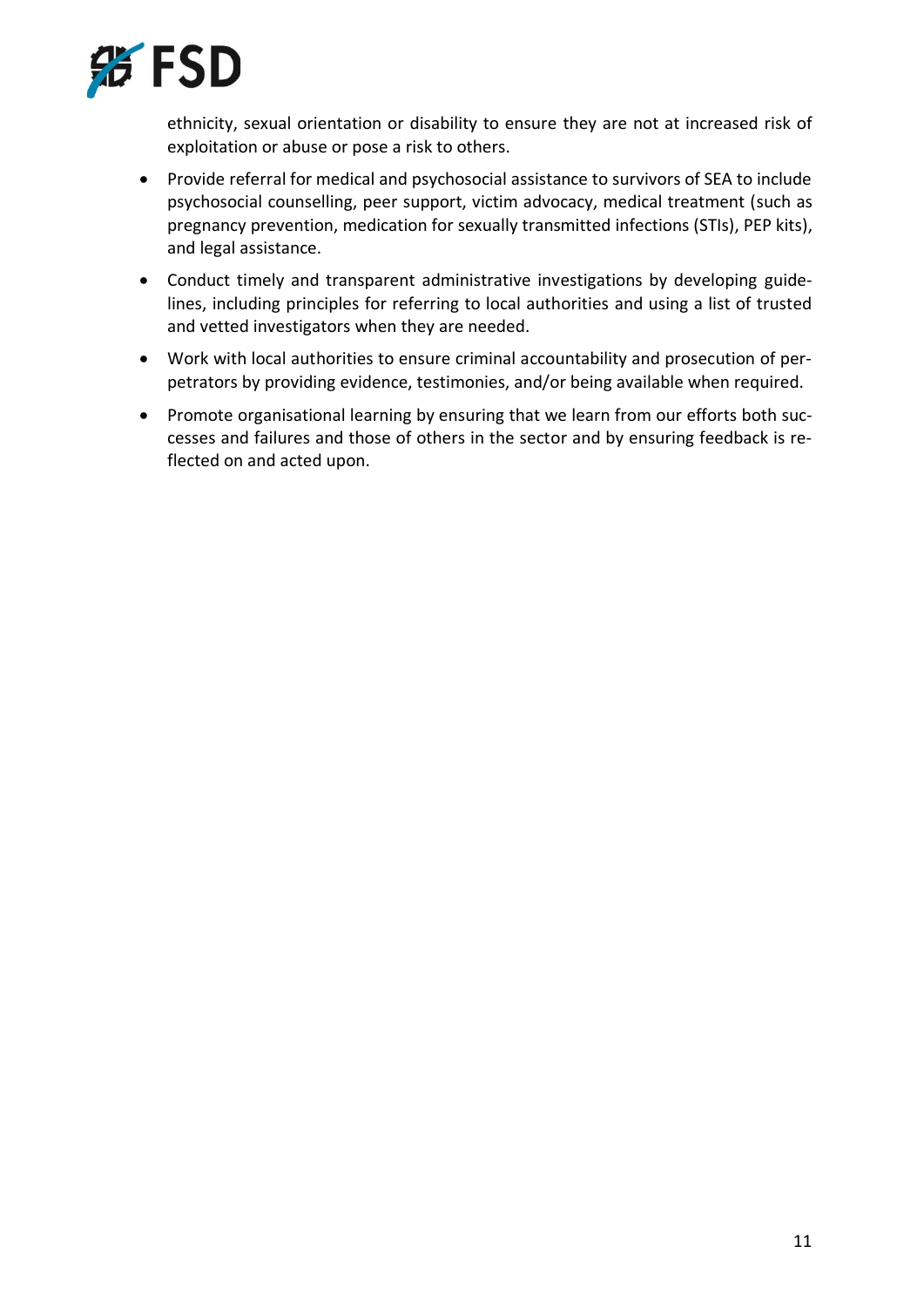ethnicity, sexual orientation or disability to ensure they are not at increased risk of exploitation or abuse or pose a risk to others.

- Provide referral for medical and psychosocial assistance to survivors of SEA to include psychosocial counselling, peer support, victim advocacy, medical treatment (such as pregnancy prevention, medication for sexually transmitted infections (STIs), PEP kits), and legal assistance.
- Conduct timely and transparent administrative investigations by developing guidelines, including principles for referring to local authorities and using a list of trusted and vetted investigators when they are needed.
- Work with local authorities to ensure criminal accountability and prosecution of perpetrators by providing evidence, testimonies, and/or being available when required.
- Promote organisational learning by ensuring that we learn from our efforts both successes and failures and those of others in the sector and by ensuring feedback is reflected on and acted upon.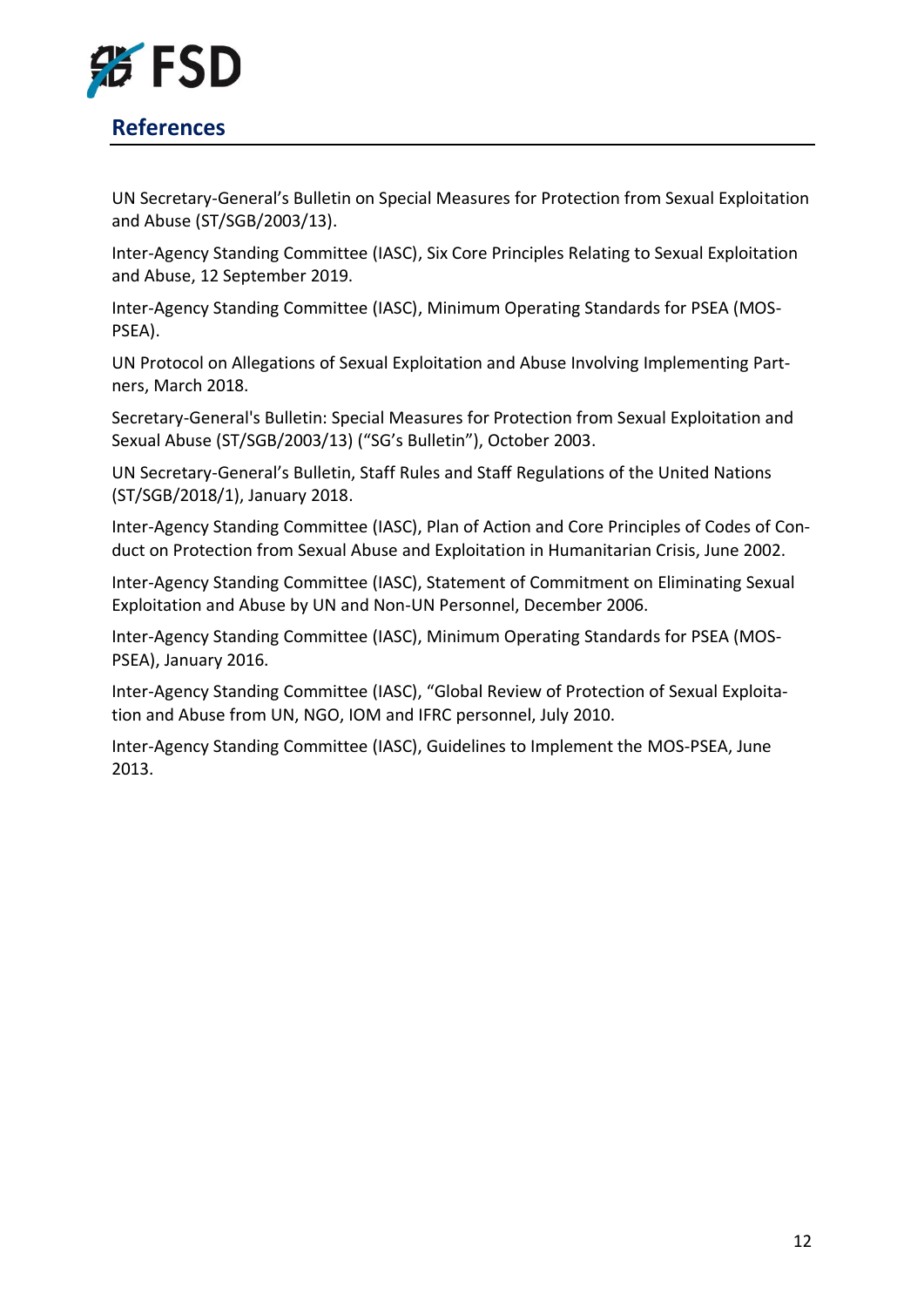## References

UN Secretary-General's Bulletin on Special Measures for Protection from Sexual Exploitation and Abuse (ST/SGB/2003/13).

Inter-Agency Standing Committee (IASC), Six Core Principles Relating to Sexual Exploitation and Abuse, 12 September 2019.

Inter-Agency Standing Committee (IASC), Minimum Operating Standards for PSEA (MOS-PSEA).

UN Protocol on Allegations of Sexual Exploitation and Abuse Involving Implementing Partners, March 2018.

Secretary-General's Bulletin: Special Measures for Protection from Sexual Exploitation and Sexual Abuse (ST/SGB/2003/13) ("SG's Bulletin"), October 2003.

UN Secretary-General's Bulletin, Staff Rules and Staff Regulations of the United Nations (ST/SGB/2018/1), January 2018.

Inter-Agency Standing Committee (IASC), Plan of Action and Core Principles of Codes of Conduct on Protection from Sexual Abuse and Exploitation in Humanitarian Crisis, June 2002.

Inter-Agency Standing Committee (IASC), Statement of Commitment on Eliminating Sexual Exploitation and Abuse by UN and Non-UN Personnel, December 2006.

Inter-Agency Standing Committee (IASC), Minimum Operating Standards for PSEA (MOS-PSEA), January 2016.

Inter-Agency Standing Committee (IASC), "Global Review of Protection of Sexual Exploitation and Abuse from UN, NGO, IOM and IFRC personnel, July 2010.

Inter-Agency Standing Committee (IASC), Guidelines to Implement the MOS-PSEA, June 2013.